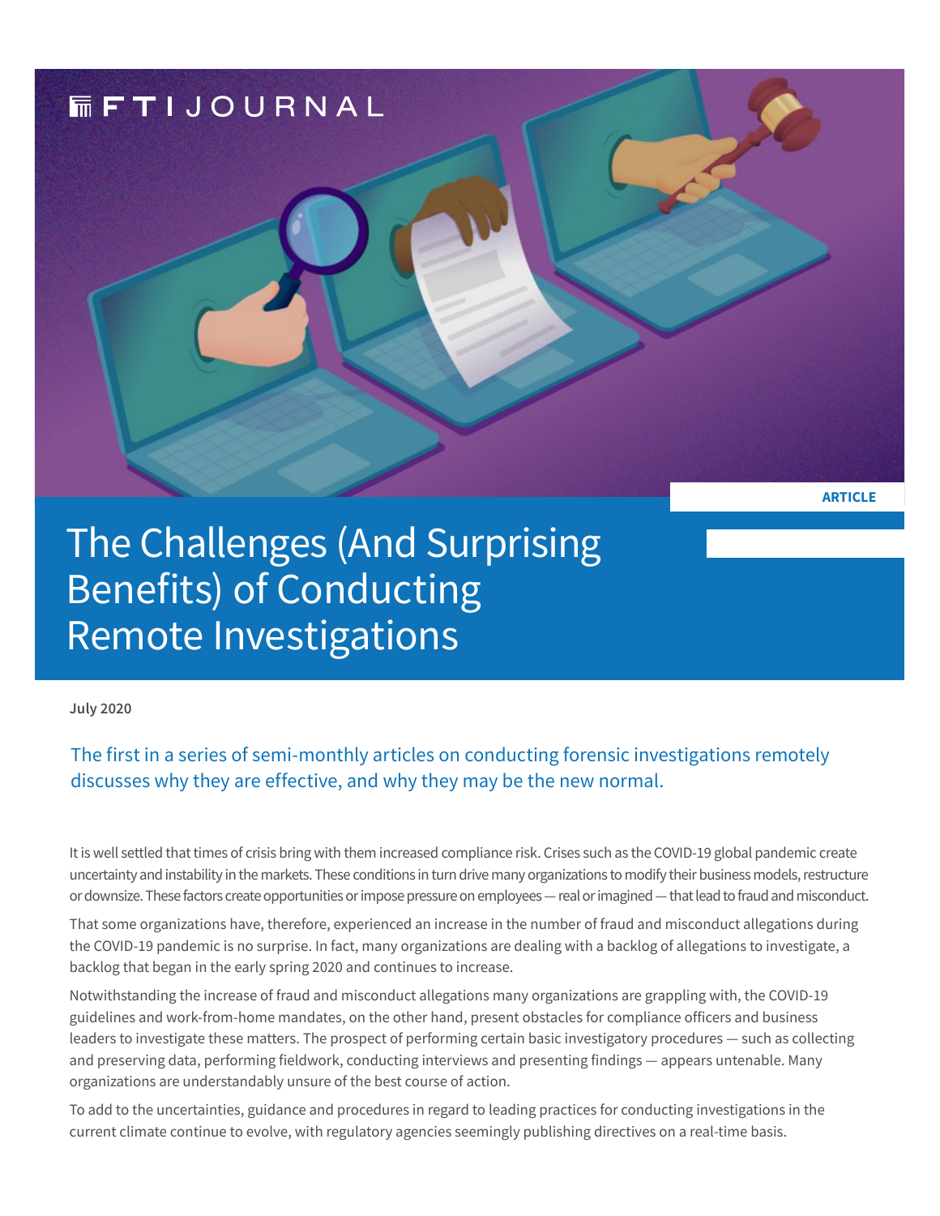FTI JOURNAL

ARTICLE

# The Challenges (And Surprising Benefits) of Conducting Remote Investigations

**July 2020**

## The first in a series of semi-monthly articles on conducting forensic investigations remotely discusses why they are effective, and why they may be the new normal.

It is well settled that times of crisis bring with them increased compliance risk. Crises such as the COVID-19 global pandemic create uncertainty and instability in the markets. These conditions in turn drive many organizations to modify their business models, restructure or downsize. These factors create opportunities or impose pressure on employees — real or imagined — that lead to fraud and misconduct.

That some organizations have, therefore, experienced an increase in the number of fraud and misconduct allegations during the COVID-19 pandemic is no surprise. In fact, many organizations are dealing with a backlog of allegations to investigate, a backlog that began in the early spring 2020 and continues to increase.

Notwithstanding the increase of fraud and misconduct allegations many organizations are grappling with, the COVID-19 guidelines and work-from-home mandates, on the other hand, present obstacles for compliance officers and business leaders to investigate these matters. The prospect of performing certain basic investigatory procedures — such as collecting and preserving data, performing fieldwork, conducting interviews and presenting findings — appears untenable. Many organizations are understandably unsure of the best course of action.

To add to the uncertainties, guidance and procedures in regard to leading practices for conducting investigations in the current climate continue to evolve, with regulatory agencies seemingly publishing directives on a real-time basis.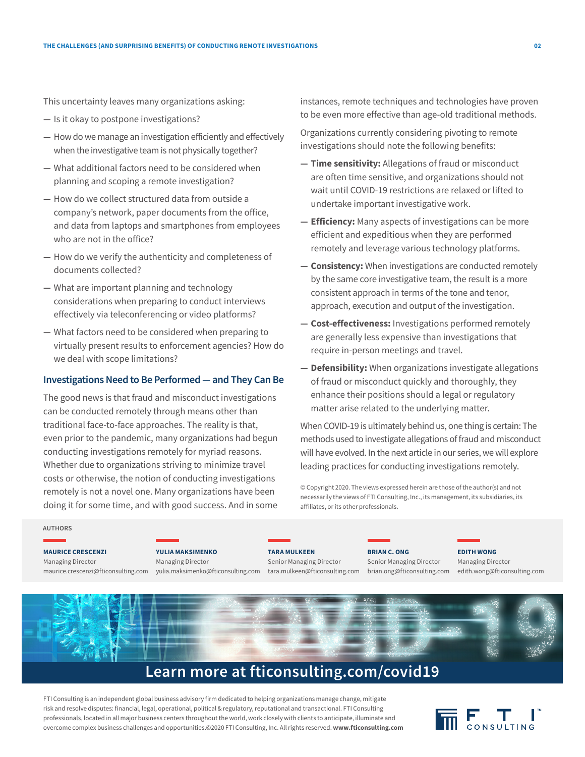This uncertainty leaves many organizations asking:

- Is it okay to postpone investigations?
- How do we manage an investigation efficiently and effectively when the investigative team is not physically together?
- What additional factors need to be considered when planning and scoping a remote investigation?
- How do we collect structured data from outside a company's network, paper documents from the office, and data from laptops and smartphones from employees who are not in the office?
- How do we verify the authenticity and completeness of documents collected?
- What are important planning and technology considerations when preparing to conduct interviews effectively via teleconferencing or video platforms?
- What factors need to be considered when preparing to virtually present results to enforcement agencies? How do we deal with scope limitations?

## Investigations Need to Be Performed — and They Can Be

The good news is that fraud and misconduct investigations can be conducted remotely through means other than traditional face-to-face approaches. The reality is that, even prior to the pandemic, many organizations had begun conducting investigations remotely for myriad reasons. Whether due to organizations striving to minimize travel costs or otherwise, the notion of conducting investigations remotely is not a novel one. Many organizations have been doing it for some time, and with good success. And in some instances, remote techniques and technologies have proven to be even more effective than age-old traditional methods.

Organizations currently considering pivoting to remote investigations should note the following benefits:

- **Time sensitivity:** Allegations of fraud or misconduct are often time sensitive, and organizations should not wait until COVID-19 restrictions are relaxed or lifted to undertake important investigative work.
- **Efficiency:** Many aspects of investigations can be more efficient and expeditious when they are performed remotely and leverage various technology platforms.
- **Consistency:** When investigations are conducted remotely by the same core investigative team, the result is a more consistent approach in terms of the tone and tenor, approach, execution and output of the investigation.
- **Cost-effectiveness:** Investigations performed remotely are generally less expensive than investigations that require in-person meetings and travel.
- **Defensibility:** When organizations investigate allegations of fraud or misconduct quickly and thoroughly, they enhance their positions should a legal or regulatory matter arise related to the underlying matter.

When COVID-19 is ultimately behind us, one thing is certain: The methods used to investigate allegations of fraud and misconduct will have evolved. In the next article in our series, we will explore leading practices for conducting investigations remotely.

© Copyright 2020. The views expressed herein are those of the author(s) and not necessarily the views of FTI Consulting, Inc., its management, its subsidiaries, its affiliates, or its other professionals.

**AUTHORS**

**MAURICE CRESCENZI**
Managing Director
maurice.crescenzi@fticonsulting.com

**YULIA MAKSIMENKO**
Managing Director
yulia.maksimenko@fticonsulting.com

**TARA MULKEEN**
Senior Managing Director
tara.mulkeen@fticonsulting.com

**BRIAN C. ONG**
Senior Managing Director
brian.ong@fticonsulting.com

**EDITH WONG**
Managing Director
edith.wong@fticonsulting.com

**Learn more at fticonsulting.com/covid19**

FTI Consulting is an independent global business advisory firm dedicated to helping organizations manage change, mitigate risk and resolve disputes: financial, legal, operational, political & regulatory, reputational and transactional. FTI Consulting professionals, located in all major business centers throughout the world, work closely with clients to anticipate, illuminate and overcome complex business challenges and opportunities.©2020 FTI Consulting, Inc. All rights reserved. **www.fticonsulting.com**